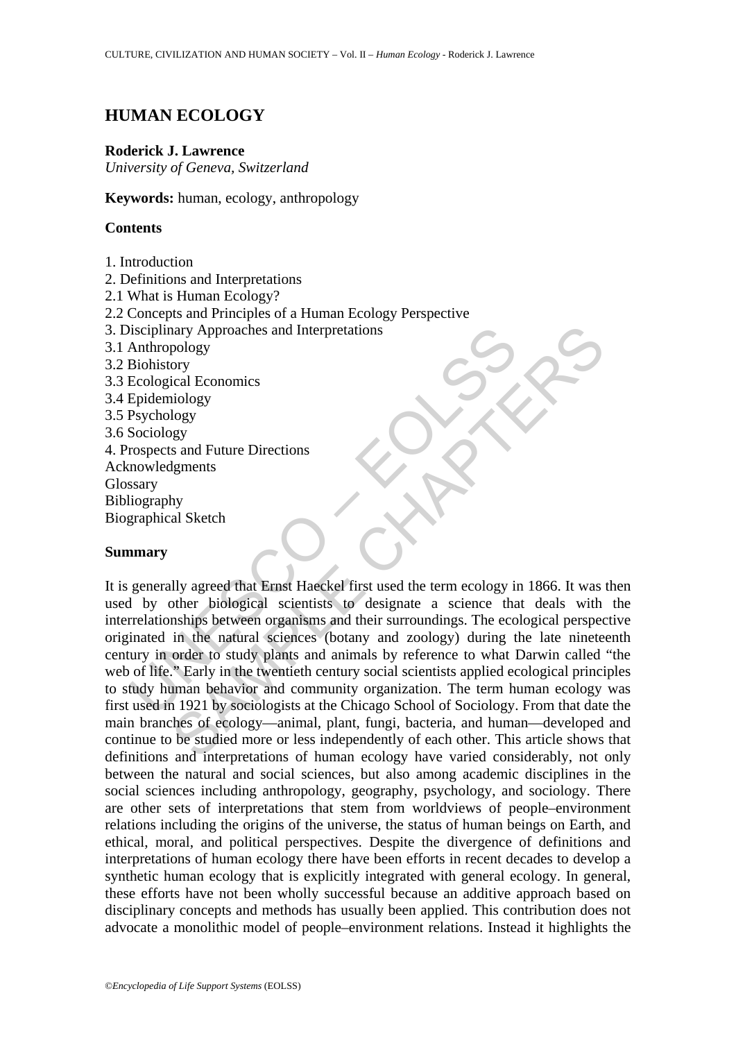# HUMAN ECOLOGY

**Roderick J. Lawrence**
*University of Geneva, Switzerland*

**Keywords:** human, ecology, anthropology

## Contents

1. Introduction
2. Definitions and Interpretations
2.1 What is Human Ecology?
2.2 Concepts and Principles of a Human Ecology Perspective
3. Disciplinary Approaches and Interpretations
3.1 Anthropology
3.2 Biohistory
3.3 Ecological Economics
3.4 Epidemiology
3.5 Psychology
3.6 Sociology
4. Prospects and Future Directions
Acknowledgments
Glossary
Bibliography
Biographical Sketch

## Summary

It is generally agreed that Ernst Haeckel first used the term ecology in 1866. It was then used by other biological scientists to designate a science that deals with the interrelationships between organisms and their surroundings. The ecological perspective originated in the natural sciences (botany and zoology) during the late nineteenth century in order to study plants and animals by reference to what Darwin called "the web of life." Early in the twentieth century social scientists applied ecological principles to study human behavior and community organization. The term human ecology was first used in 1921 by sociologists at the Chicago School of Sociology. From that date the main branches of ecology—animal, plant, fungi, bacteria, and human—developed and continue to be studied more or less independently of each other. This article shows that definitions and interpretations of human ecology have varied considerably, not only between the natural and social sciences, but also among academic disciplines in the social sciences including anthropology, geography, psychology, and sociology. There are other sets of interpretations that stem from worldviews of people–environment relations including the origins of the universe, the status of human beings on Earth, and ethical, moral, and political perspectives. Despite the divergence of definitions and interpretations of human ecology there have been efforts in recent decades to develop a synthetic human ecology that is explicitly integrated with general ecology. In general, these efforts have not been wholly successful because an additive approach based on disciplinary concepts and methods has usually been applied. This contribution does not advocate a monolithic model of people–environment relations. Instead it highlights the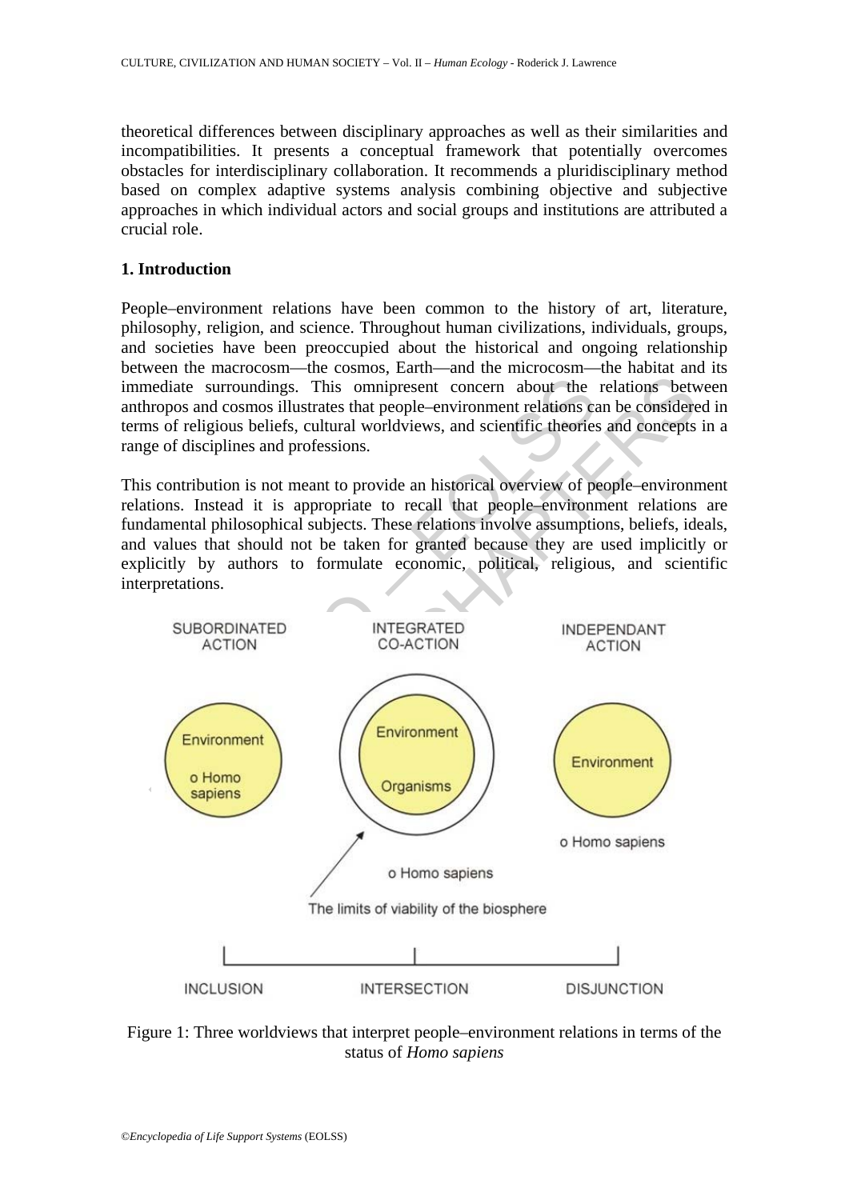theoretical differences between disciplinary approaches as well as their similarities and incompatibilities. It presents a conceptual framework that potentially overcomes obstacles for interdisciplinary collaboration. It recommends a pluridisciplinary method based on complex adaptive systems analysis combining objective and subjective approaches in which individual actors and social groups and institutions are attributed a crucial role.

## 1. Introduction

People–environment relations have been common to the history of art, literature, philosophy, religion, and science. Throughout human civilizations, individuals, groups, and societies have been preoccupied about the historical and ongoing relationship between the macrocosm—the cosmos, Earth—and the microcosm—the habitat and its immediate surroundings. This omnipresent concern about the relations between anthropos and cosmos illustrates that people–environment relations can be considered in terms of religious beliefs, cultural worldviews, and scientific theories and concepts in a range of disciplines and professions.

This contribution is not meant to provide an historical overview of people–environment relations. Instead it is appropriate to recall that people–environment relations are fundamental philosophical subjects. These relations involve assumptions, beliefs, ideals, and values that should not be taken for granted because they are used implicitly or explicitly by authors to formulate economic, political, religious, and scientific interpretations.

SUBORDINATED ACTION — INTEGRATED CO-ACTION — INDEPENDANT ACTION

Environment o Homo sapiens — Environment Organisms o Homo sapiens — Environment o Homo sapiens

The limits of viability of the biosphere

INCLUSION — INTERSECTION — DISJUNCTION

Figure 1: Three worldviews that interpret people–environment relations in terms of the status of *Homo sapiens*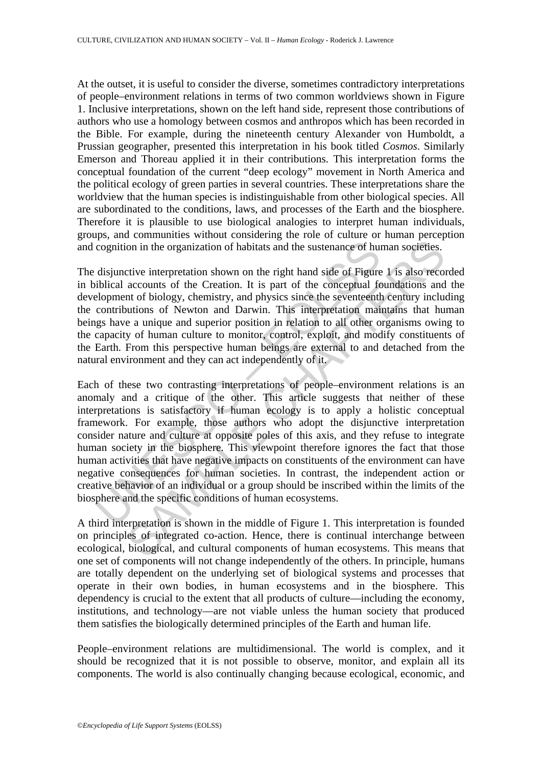At the outset, it is useful to consider the diverse, sometimes contradictory interpretations of people–environment relations in terms of two common worldviews shown in Figure 1. Inclusive interpretations, shown on the left hand side, represent those contributions of authors who use a homology between cosmos and anthropos which has been recorded in the Bible. For example, during the nineteenth century Alexander von Humboldt, a Prussian geographer, presented this interpretation in his book titled *Cosmos*. Similarly Emerson and Thoreau applied it in their contributions. This interpretation forms the conceptual foundation of the current "deep ecology" movement in North America and the political ecology of green parties in several countries. These interpretations share the worldview that the human species is indistinguishable from other biological species. All are subordinated to the conditions, laws, and processes of the Earth and the biosphere. Therefore it is plausible to use biological analogies to interpret human individuals, groups, and communities without considering the role of culture or human perception and cognition in the organization of habitats and the sustenance of human societies.

The disjunctive interpretation shown on the right hand side of Figure 1 is also recorded in biblical accounts of the Creation. It is part of the conceptual foundations and the development of biology, chemistry, and physics since the seventeenth century including the contributions of Newton and Darwin. This interpretation maintains that human beings have a unique and superior position in relation to all other organisms owing to the capacity of human culture to monitor, control, exploit, and modify constituents of the Earth. From this perspective human beings are external to and detached from the natural environment and they can act independently of it.

Each of these two contrasting interpretations of people–environment relations is an anomaly and a critique of the other. This article suggests that neither of these interpretations is satisfactory if human ecology is to apply a holistic conceptual framework. For example, those authors who adopt the disjunctive interpretation consider nature and culture at opposite poles of this axis, and they refuse to integrate human society in the biosphere. This viewpoint therefore ignores the fact that those human activities that have negative impacts on constituents of the environment can have negative consequences for human societies. In contrast, the independent action or creative behavior of an individual or a group should be inscribed within the limits of the biosphere and the specific conditions of human ecosystems.

A third interpretation is shown in the middle of Figure 1. This interpretation is founded on principles of integrated co-action. Hence, there is continual interchange between ecological, biological, and cultural components of human ecosystems. This means that one set of components will not change independently of the others. In principle, humans are totally dependent on the underlying set of biological systems and processes that operate in their own bodies, in human ecosystems and in the biosphere. This dependency is crucial to the extent that all products of culture—including the economy, institutions, and technology—are not viable unless the human society that produced them satisfies the biologically determined principles of the Earth and human life.

People–environment relations are multidimensional. The world is complex, and it should be recognized that it is not possible to observe, monitor, and explain all its components. The world is also continually changing because ecological, economic, and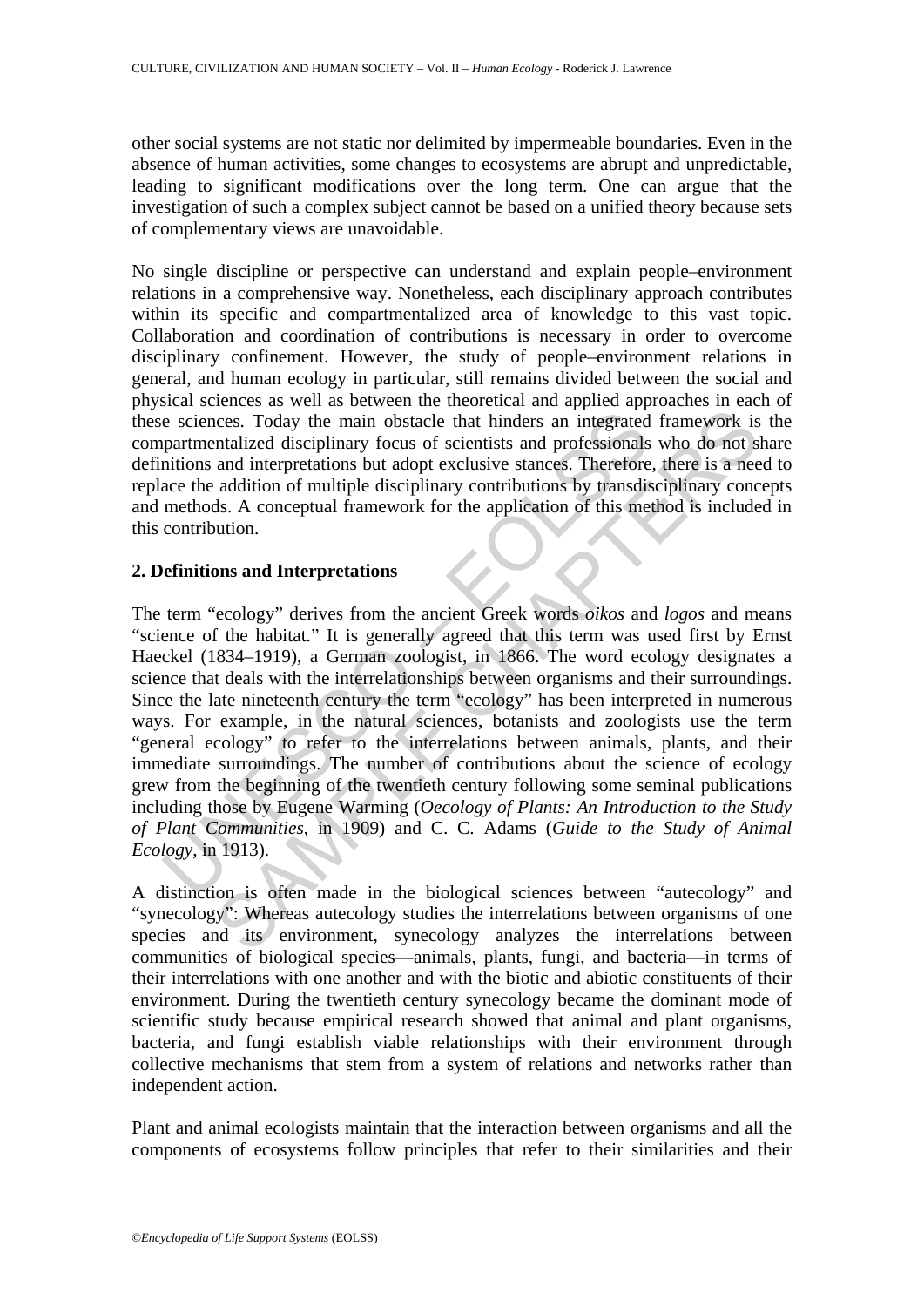other social systems are not static nor delimited by impermeable boundaries. Even in the absence of human activities, some changes to ecosystems are abrupt and unpredictable, leading to significant modifications over the long term. One can argue that the investigation of such a complex subject cannot be based on a unified theory because sets of complementary views are unavoidable.

No single discipline or perspective can understand and explain people–environment relations in a comprehensive way. Nonetheless, each disciplinary approach contributes within its specific and compartmentalized area of knowledge to this vast topic. Collaboration and coordination of contributions is necessary in order to overcome disciplinary confinement. However, the study of people–environment relations in general, and human ecology in particular, still remains divided between the social and physical sciences as well as between the theoretical and applied approaches in each of these sciences. Today the main obstacle that hinders an integrated framework is the compartmentalized disciplinary focus of scientists and professionals who do not share definitions and interpretations but adopt exclusive stances. Therefore, there is a need to replace the addition of multiple disciplinary contributions by transdisciplinary concepts and methods. A conceptual framework for the application of this method is included in this contribution.

## 2. Definitions and Interpretations

The term "ecology" derives from the ancient Greek words *oikos* and *logos* and means "science of the habitat." It is generally agreed that this term was used first by Ernst Haeckel (1834–1919), a German zoologist, in 1866. The word ecology designates a science that deals with the interrelationships between organisms and their surroundings. Since the late nineteenth century the term "ecology" has been interpreted in numerous ways. For example, in the natural sciences, botanists and zoologists use the term "general ecology" to refer to the interrelations between animals, plants, and their immediate surroundings. The number of contributions about the science of ecology grew from the beginning of the twentieth century following some seminal publications including those by Eugene Warming (*Oecology of Plants: An Introduction to the Study of Plant Communities*, in 1909) and C. C. Adams (*Guide to the Study of Animal Ecology*, in 1913).

A distinction is often made in the biological sciences between "autecology" and "synecology": Whereas autecology studies the interrelations between organisms of one species and its environment, synecology analyzes the interrelations between communities of biological species—animals, plants, fungi, and bacteria—in terms of their interrelations with one another and with the biotic and abiotic constituents of their environment. During the twentieth century synecology became the dominant mode of scientific study because empirical research showed that animal and plant organisms, bacteria, and fungi establish viable relationships with their environment through collective mechanisms that stem from a system of relations and networks rather than independent action.

Plant and animal ecologists maintain that the interaction between organisms and all the components of ecosystems follow principles that refer to their similarities and their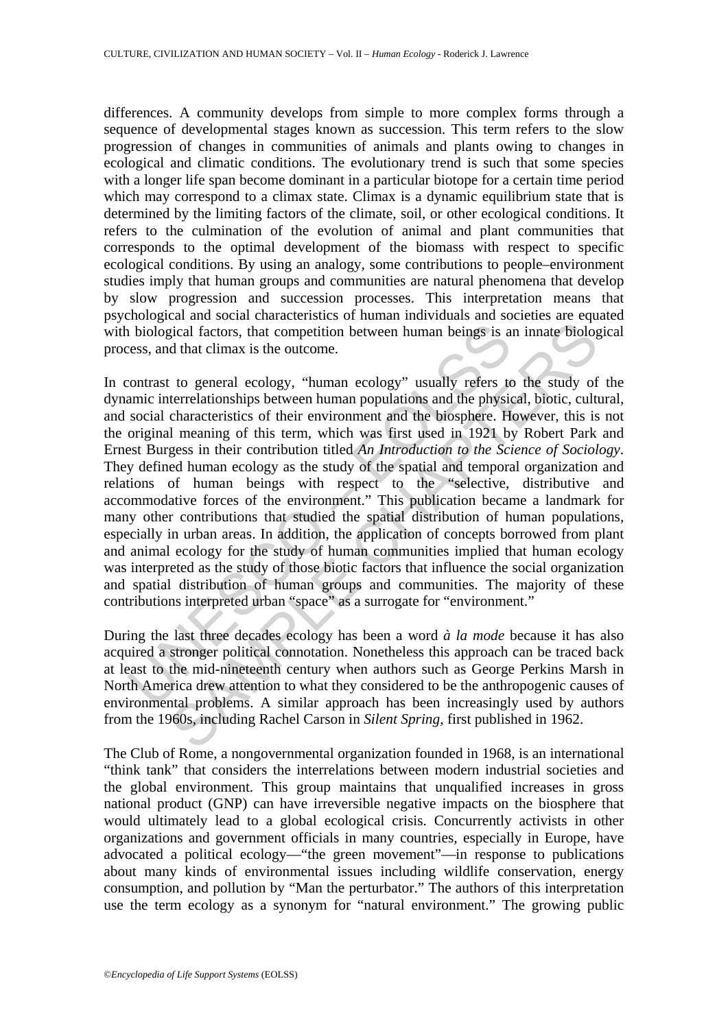differences. A community develops from simple to more complex forms through a sequence of developmental stages known as succession. This term refers to the slow progression of changes in communities of animals and plants owing to changes in ecological and climatic conditions. The evolutionary trend is such that some species with a longer life span become dominant in a particular biotope for a certain time period which may correspond to a climax state. Climax is a dynamic equilibrium state that is determined by the limiting factors of the climate, soil, or other ecological conditions. It refers to the culmination of the evolution of animal and plant communities that corresponds to the optimal development of the biomass with respect to specific ecological conditions. By using an analogy, some contributions to people–environment studies imply that human groups and communities are natural phenomena that develop by slow progression and succession processes. This interpretation means that psychological and social characteristics of human individuals and societies are equated with biological factors, that competition between human beings is an innate biological process, and that climax is the outcome.

In contrast to general ecology, "human ecology" usually refers to the study of the dynamic interrelationships between human populations and the physical, biotic, cultural, and social characteristics of their environment and the biosphere. However, this is not the original meaning of this term, which was first used in 1921 by Robert Park and Ernest Burgess in their contribution titled *An Introduction to the Science of Sociology*. They defined human ecology as the study of the spatial and temporal organization and relations of human beings with respect to the "selective, distributive and accommodative forces of the environment." This publication became a landmark for many other contributions that studied the spatial distribution of human populations, especially in urban areas. In addition, the application of concepts borrowed from plant and animal ecology for the study of human communities implied that human ecology was interpreted as the study of those biotic factors that influence the social organization and spatial distribution of human groups and communities. The majority of these contributions interpreted urban "space" as a surrogate for "environment."

During the last three decades ecology has been a word *à la mode* because it has also acquired a stronger political connotation. Nonetheless this approach can be traced back at least to the mid-nineteenth century when authors such as George Perkins Marsh in North America drew attention to what they considered to be the anthropogenic causes of environmental problems. A similar approach has been increasingly used by authors from the 1960s, including Rachel Carson in *Silent Spring*, first published in 1962.

The Club of Rome, a nongovernmental organization founded in 1968, is an international "think tank" that considers the interrelations between modern industrial societies and the global environment. This group maintains that unqualified increases in gross national product (GNP) can have irreversible negative impacts on the biosphere that would ultimately lead to a global ecological crisis. Concurrently activists in other organizations and government officials in many countries, especially in Europe, have advocated a political ecology—"the green movement"—in response to publications about many kinds of environmental issues including wildlife conservation, energy consumption, and pollution by "Man the perturbator." The authors of this interpretation use the term ecology as a synonym for "natural environment." The growing public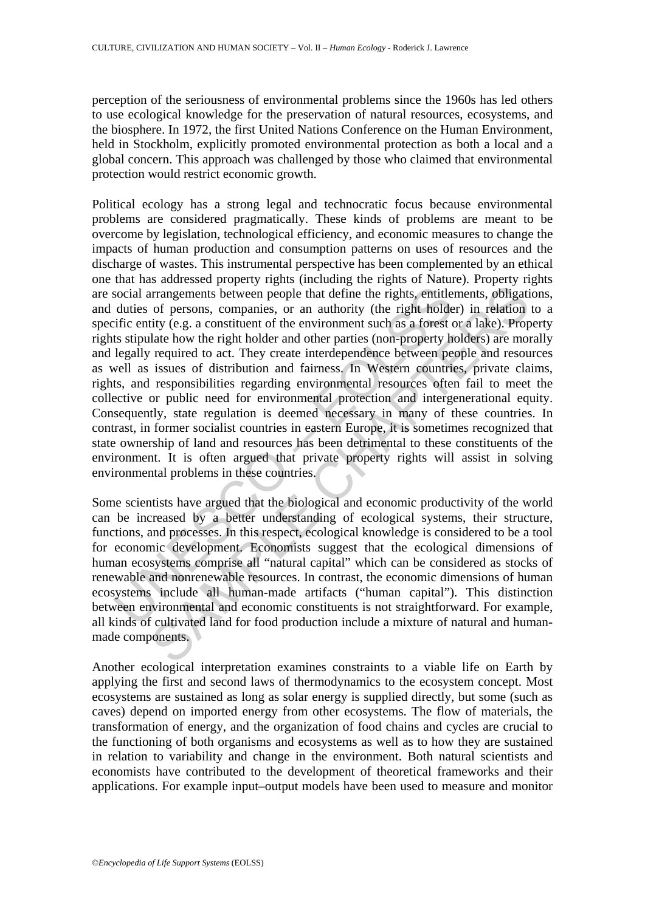perception of the seriousness of environmental problems since the 1960s has led others to use ecological knowledge for the preservation of natural resources, ecosystems, and the biosphere. In 1972, the first United Nations Conference on the Human Environment, held in Stockholm, explicitly promoted environmental protection as both a local and a global concern. This approach was challenged by those who claimed that environmental protection would restrict economic growth.

Political ecology has a strong legal and technocratic focus because environmental problems are considered pragmatically. These kinds of problems are meant to be overcome by legislation, technological efficiency, and economic measures to change the impacts of human production and consumption patterns on uses of resources and the discharge of wastes. This instrumental perspective has been complemented by an ethical one that has addressed property rights (including the rights of Nature). Property rights are social arrangements between people that define the rights, entitlements, obligations, and duties of persons, companies, or an authority (the right holder) in relation to a specific entity (e.g. a constituent of the environment such as a forest or a lake). Property rights stipulate how the right holder and other parties (non-property holders) are morally and legally required to act. They create interdependence between people and resources as well as issues of distribution and fairness. In Western countries, private claims, rights, and responsibilities regarding environmental resources often fail to meet the collective or public need for environmental protection and intergenerational equity. Consequently, state regulation is deemed necessary in many of these countries. In contrast, in former socialist countries in eastern Europe, it is sometimes recognized that state ownership of land and resources has been detrimental to these constituents of the environment. It is often argued that private property rights will assist in solving environmental problems in these countries.

Some scientists have argued that the biological and economic productivity of the world can be increased by a better understanding of ecological systems, their structure, functions, and processes. In this respect, ecological knowledge is considered to be a tool for economic development. Economists suggest that the ecological dimensions of human ecosystems comprise all "natural capital" which can be considered as stocks of renewable and nonrenewable resources. In contrast, the economic dimensions of human ecosystems include all human-made artifacts ("human capital"). This distinction between environmental and economic constituents is not straightforward. For example, all kinds of cultivated land for food production include a mixture of natural and human-made components.

Another ecological interpretation examines constraints to a viable life on Earth by applying the first and second laws of thermodynamics to the ecosystem concept. Most ecosystems are sustained as long as solar energy is supplied directly, but some (such as caves) depend on imported energy from other ecosystems. The flow of materials, the transformation of energy, and the organization of food chains and cycles are crucial to the functioning of both organisms and ecosystems as well as to how they are sustained in relation to variability and change in the environment. Both natural scientists and economists have contributed to the development of theoretical frameworks and their applications. For example input–output models have been used to measure and monitor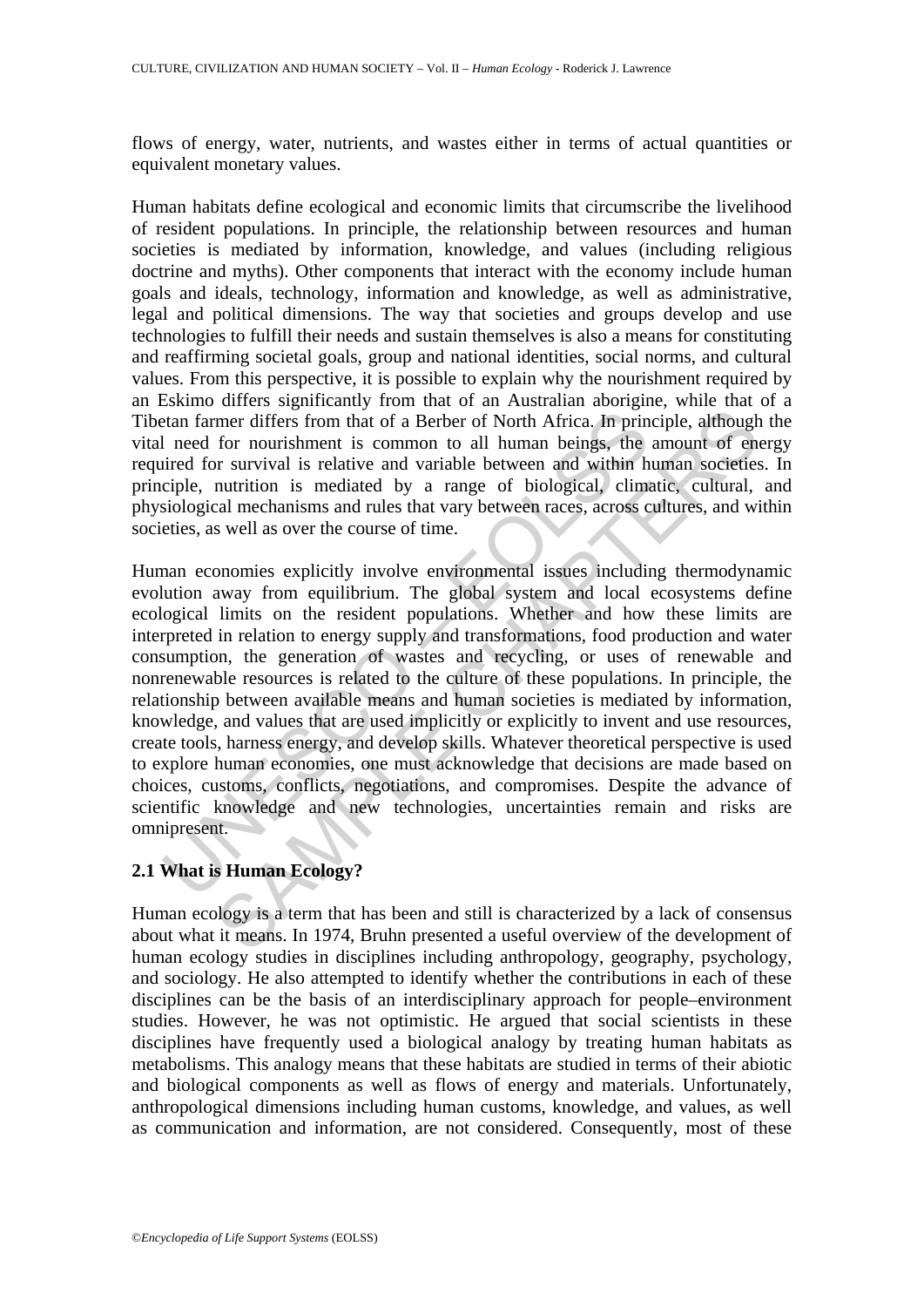flows of energy, water, nutrients, and wastes either in terms of actual quantities or equivalent monetary values.

Human habitats define ecological and economic limits that circumscribe the livelihood of resident populations. In principle, the relationship between resources and human societies is mediated by information, knowledge, and values (including religious doctrine and myths). Other components that interact with the economy include human goals and ideals, technology, information and knowledge, as well as administrative, legal and political dimensions. The way that societies and groups develop and use technologies to fulfill their needs and sustain themselves is also a means for constituting and reaffirming societal goals, group and national identities, social norms, and cultural values. From this perspective, it is possible to explain why the nourishment required by an Eskimo differs significantly from that of an Australian aborigine, while that of a Tibetan farmer differs from that of a Berber of North Africa. In principle, although the vital need for nourishment is common to all human beings, the amount of energy required for survival is relative and variable between and within human societies. In principle, nutrition is mediated by a range of biological, climatic, cultural, and physiological mechanisms and rules that vary between races, across cultures, and within societies, as well as over the course of time.

Human economies explicitly involve environmental issues including thermodynamic evolution away from equilibrium. The global system and local ecosystems define ecological limits on the resident populations. Whether and how these limits are interpreted in relation to energy supply and transformations, food production and water consumption, the generation of wastes and recycling, or uses of renewable and nonrenewable resources is related to the culture of these populations. In principle, the relationship between available means and human societies is mediated by information, knowledge, and values that are used implicitly or explicitly to invent and use resources, create tools, harness energy, and develop skills. Whatever theoretical perspective is used to explore human economies, one must acknowledge that decisions are made based on choices, customs, conflicts, negotiations, and compromises. Despite the advance of scientific knowledge and new technologies, uncertainties remain and risks are omnipresent.

## 2.1 What is Human Ecology?

Human ecology is a term that has been and still is characterized by a lack of consensus about what it means. In 1974, Bruhn presented a useful overview of the development of human ecology studies in disciplines including anthropology, geography, psychology, and sociology. He also attempted to identify whether the contributions in each of these disciplines can be the basis of an interdisciplinary approach for people–environment studies. However, he was not optimistic. He argued that social scientists in these disciplines have frequently used a biological analogy by treating human habitats as metabolisms. This analogy means that these habitats are studied in terms of their abiotic and biological components as well as flows of energy and materials. Unfortunately, anthropological dimensions including human customs, knowledge, and values, as well as communication and information, are not considered. Consequently, most of these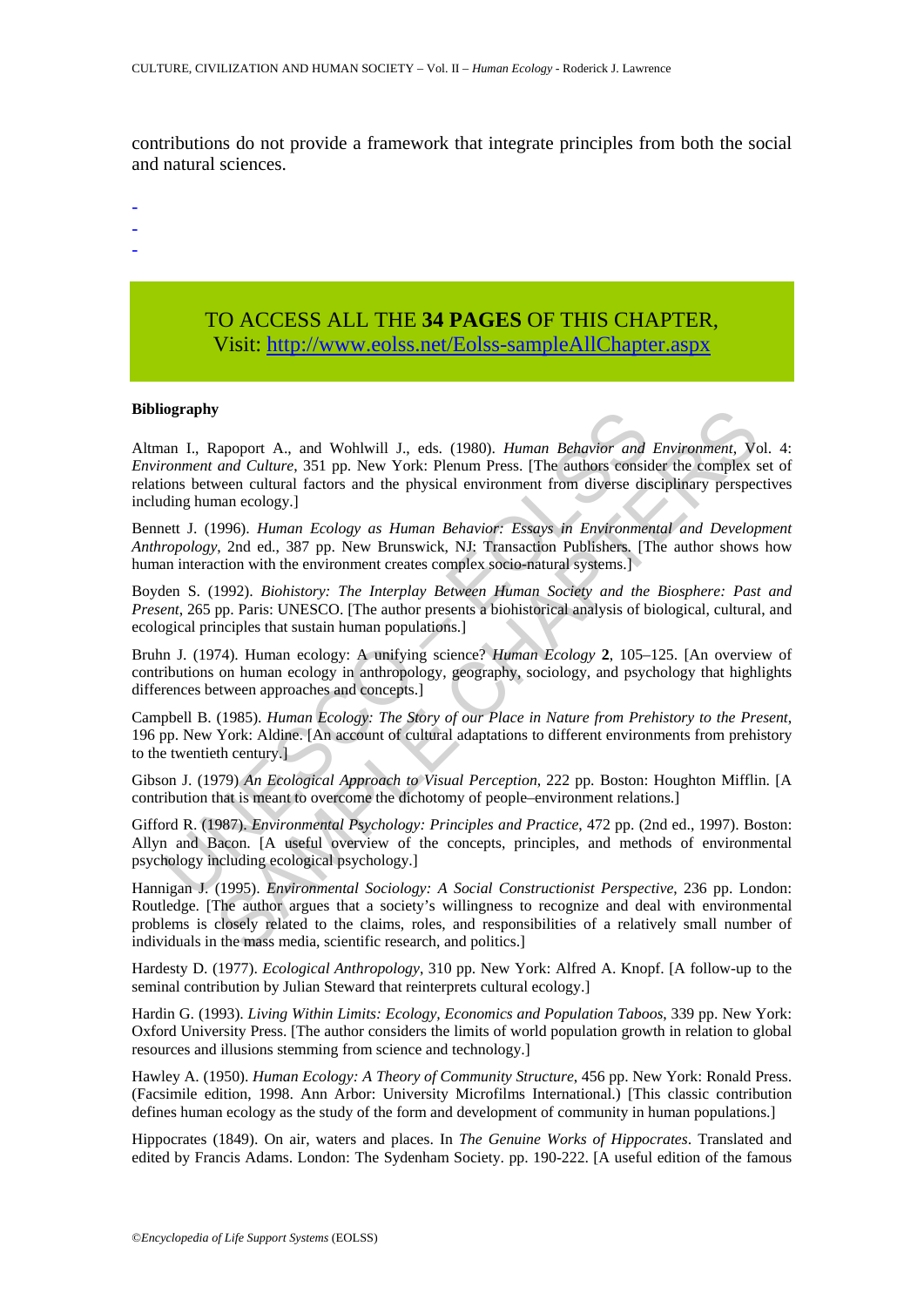contributions do not provide a framework that integrate principles from both the social and natural sciences.

-
-
-

TO ACCESS ALL THE **34 PAGES** OF THIS CHAPTER,
Visit: http://www.eolss.net/Eolss-sampleAllChapter.aspx

**Bibliography**

Altman I., Rapoport A., and Wohlwill J., eds. (1980). *Human Behavior and Environment*, Vol. 4: *Environment and Culture*, 351 pp. New York: Plenum Press. [The authors consider the complex set of relations between cultural factors and the physical environment from diverse disciplinary perspectives including human ecology.]

Bennett J. (1996). *Human Ecology as Human Behavior: Essays in Environmental and Development Anthropology*, 2nd ed., 387 pp. New Brunswick, NJ: Transaction Publishers. [The author shows how human interaction with the environment creates complex socio-natural systems.]

Boyden S. (1992). *Biohistory: The Interplay Between Human Society and the Biosphere: Past and Present*, 265 pp. Paris: UNESCO. [The author presents a biohistorical analysis of biological, cultural, and ecological principles that sustain human populations.]

Bruhn J. (1974). Human ecology: A unifying science? *Human Ecology* **2**, 105–125. [An overview of contributions on human ecology in anthropology, geography, sociology, and psychology that highlights differences between approaches and concepts.]

Campbell B. (1985). *Human Ecology: The Story of our Place in Nature from Prehistory to the Present*, 196 pp. New York: Aldine. [An account of cultural adaptations to different environments from prehistory to the twentieth century.]

Gibson J. (1979) *An Ecological Approach to Visual Perception*, 222 pp. Boston: Houghton Mifflin. [A contribution that is meant to overcome the dichotomy of people–environment relations.]

Gifford R. (1987). *Environmental Psychology: Principles and Practice*, 472 pp. (2nd ed., 1997). Boston: Allyn and Bacon. [A useful overview of the concepts, principles, and methods of environmental psychology including ecological psychology.]

Hannigan J. (1995). *Environmental Sociology: A Social Constructionist Perspective*, 236 pp. London: Routledge. [The author argues that a society's willingness to recognize and deal with environmental problems is closely related to the claims, roles, and responsibilities of a relatively small number of individuals in the mass media, scientific research, and politics.]

Hardesty D. (1977). *Ecological Anthropology*, 310 pp. New York: Alfred A. Knopf. [A follow-up to the seminal contribution by Julian Steward that reinterprets cultural ecology.]

Hardin G. (1993). *Living Within Limits: Ecology, Economics and Population Taboos*, 339 pp. New York: Oxford University Press. [The author considers the limits of world population growth in relation to global resources and illusions stemming from science and technology.]

Hawley A. (1950). *Human Ecology: A Theory of Community Structure*, 456 pp. New York: Ronald Press. (Facsimile edition, 1998. Ann Arbor: University Microfilms International.) [This classic contribution defines human ecology as the study of the form and development of community in human populations.]

Hippocrates (1849). On air, waters and places. In *The Genuine Works of Hippocrates*. Translated and edited by Francis Adams. London: The Sydenham Society. pp. 190-222. [A useful edition of the famous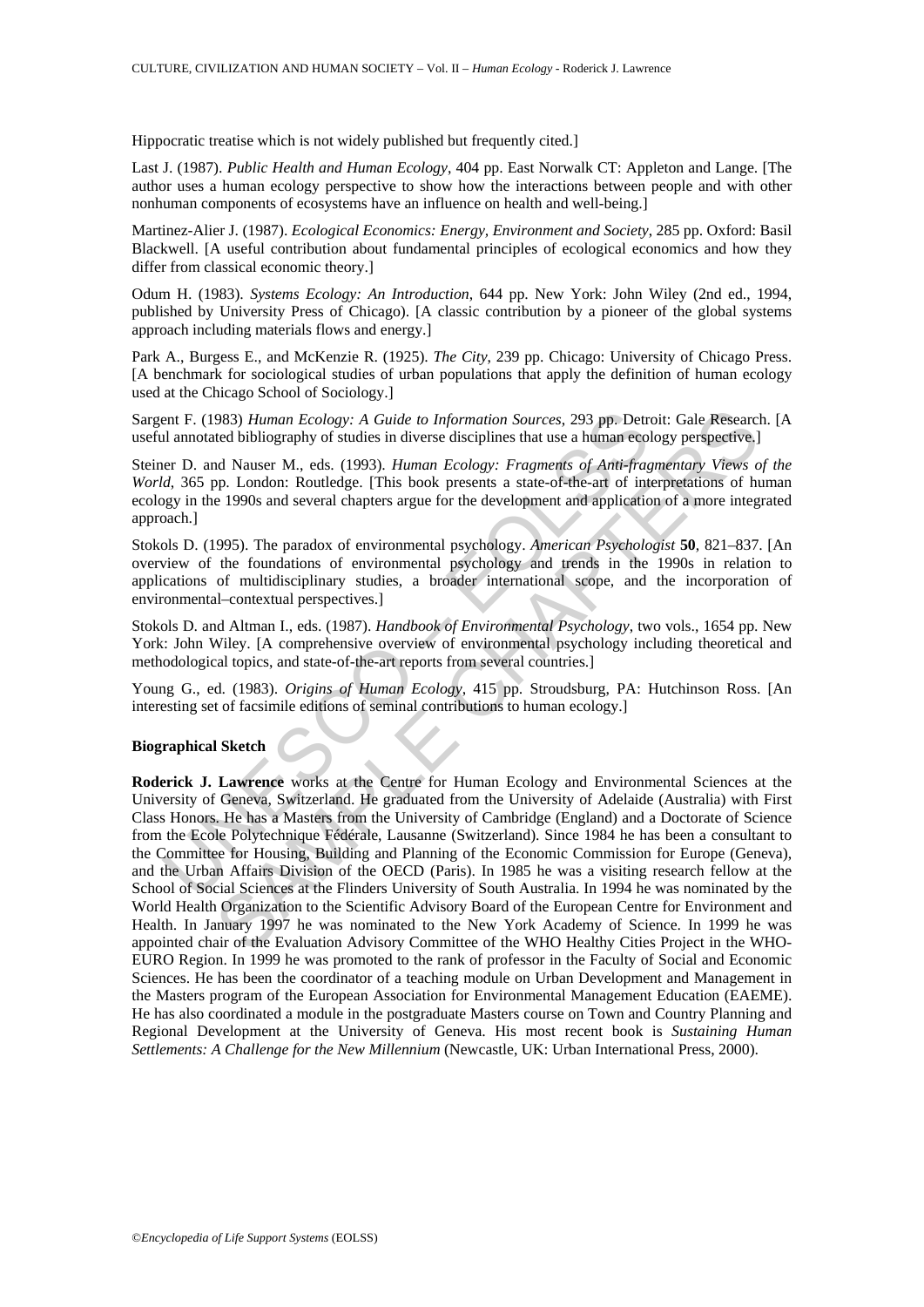Hippocratic treatise which is not widely published but frequently cited.]

Last J. (1987). *Public Health and Human Ecology*, 404 pp. East Norwalk CT: Appleton and Lange. [The author uses a human ecology perspective to show how the interactions between people and with other nonhuman components of ecosystems have an influence on health and well-being.]

Martinez-Alier J. (1987). *Ecological Economics: Energy, Environment and Society*, 285 pp. Oxford: Basil Blackwell. [A useful contribution about fundamental principles of ecological economics and how they differ from classical economic theory.]

Odum H. (1983). *Systems Ecology: An Introduction*, 644 pp. New York: John Wiley (2nd ed., 1994, published by University Press of Chicago). [A classic contribution by a pioneer of the global systems approach including materials flows and energy.]

Park A., Burgess E., and McKenzie R. (1925). *The City*, 239 pp. Chicago: University of Chicago Press. [A benchmark for sociological studies of urban populations that apply the definition of human ecology used at the Chicago School of Sociology.]

Sargent F. (1983) *Human Ecology: A Guide to Information Sources*, 293 pp. Detroit: Gale Research. [A useful annotated bibliography of studies in diverse disciplines that use a human ecology perspective.]

Steiner D. and Nauser M., eds. (1993). *Human Ecology: Fragments of Anti-fragmentary Views of the World*, 365 pp. London: Routledge. [This book presents a state-of-the-art of interpretations of human ecology in the 1990s and several chapters argue for the development and application of a more integrated approach.]

Stokols D. (1995). The paradox of environmental psychology. *American Psychologist* **50**, 821–837. [An overview of the foundations of environmental psychology and trends in the 1990s in relation to applications of multidisciplinary studies, a broader international scope, and the incorporation of environmental–contextual perspectives.]

Stokols D. and Altman I., eds. (1987). *Handbook of Environmental Psychology*, two vols., 1654 pp. New York: John Wiley. [A comprehensive overview of environmental psychology including theoretical and methodological topics, and state-of-the-art reports from several countries.]

Young G., ed. (1983). *Origins of Human Ecology*, 415 pp. Stroudsburg, PA: Hutchinson Ross. [An interesting set of facsimile editions of seminal contributions to human ecology.]

**Biographical Sketch**

**Roderick J. Lawrence** works at the Centre for Human Ecology and Environmental Sciences at the University of Geneva, Switzerland. He graduated from the University of Adelaide (Australia) with First Class Honors. He has a Masters from the University of Cambridge (England) and a Doctorate of Science from the Ecole Polytechnique Fédérale, Lausanne (Switzerland). Since 1984 he has been a consultant to the Committee for Housing, Building and Planning of the Economic Commission for Europe (Geneva), and the Urban Affairs Division of the OECD (Paris). In 1985 he was a visiting research fellow at the School of Social Sciences at the Flinders University of South Australia. In 1994 he was nominated by the World Health Organization to the Scientific Advisory Board of the European Centre for Environment and Health. In January 1997 he was nominated to the New York Academy of Science. In 1999 he was appointed chair of the Evaluation Advisory Committee of the WHO Healthy Cities Project in the WHO-EURO Region. In 1999 he was promoted to the rank of professor in the Faculty of Social and Economic Sciences. He has been the coordinator of a teaching module on Urban Development and Management in the Masters program of the European Association for Environmental Management Education (EAEME). He has also coordinated a module in the postgraduate Masters course on Town and Country Planning and Regional Development at the University of Geneva. His most recent book is *Sustaining Human Settlements: A Challenge for the New Millennium* (Newcastle, UK: Urban International Press, 2000).